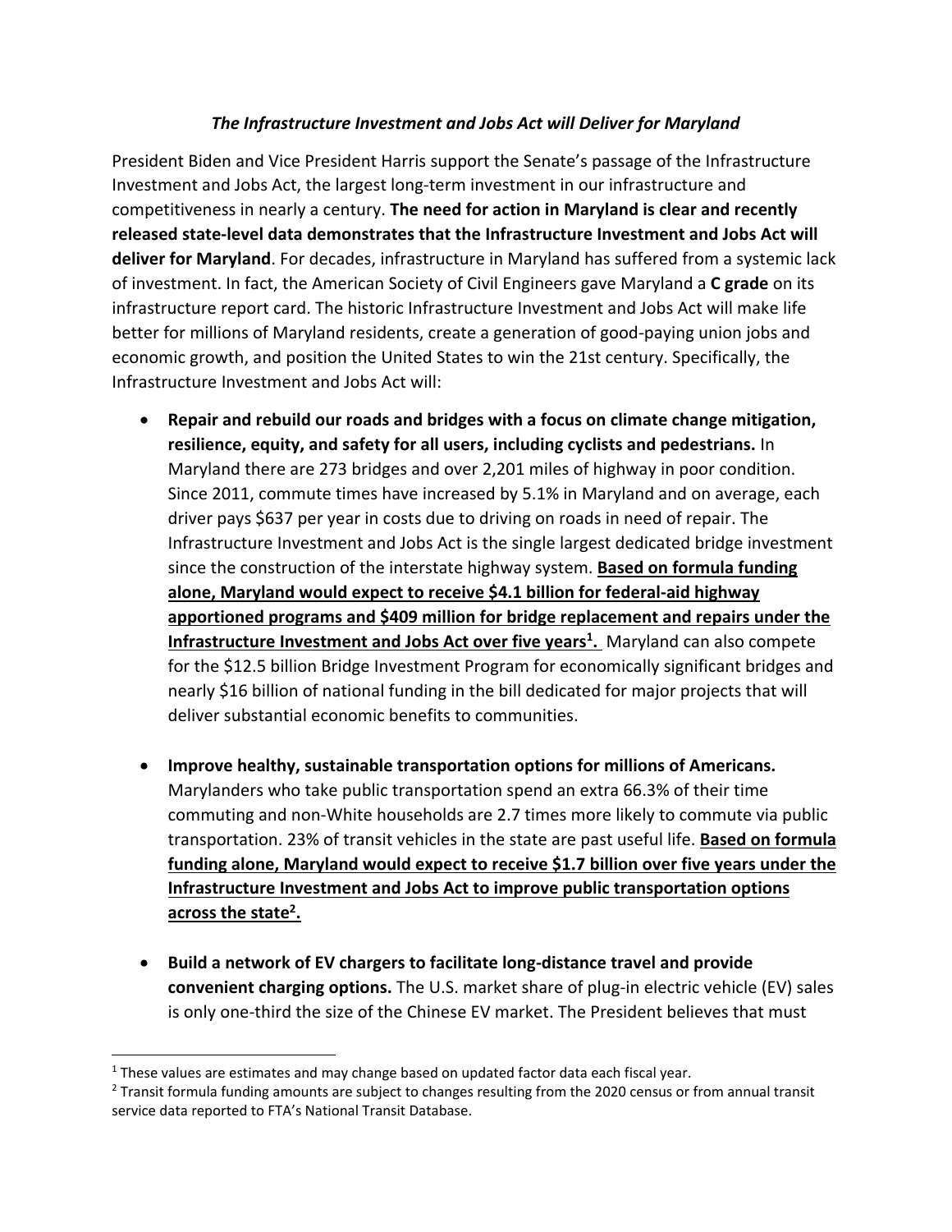***The Infrastructure Investment and Jobs Act will Deliver for Maryland***

President Biden and Vice President Harris support the Senate's passage of the Infrastructure Investment and Jobs Act, the largest long-term investment in our infrastructure and competitiveness in nearly a century. **The need for action in Maryland is clear and recently released state-level data demonstrates that the Infrastructure Investment and Jobs Act will deliver for Maryland**. For decades, infrastructure in Maryland has suffered from a systemic lack of investment. In fact, the American Society of Civil Engineers gave Maryland a **C grade** on its infrastructure report card. The historic Infrastructure Investment and Jobs Act will make life better for millions of Maryland residents, create a generation of good-paying union jobs and economic growth, and position the United States to win the 21st century. Specifically, the Infrastructure Investment and Jobs Act will:

- **Repair and rebuild our roads and bridges with a focus on climate change mitigation, resilience, equity, and safety for all users, including cyclists and pedestrians.** In Maryland there are 273 bridges and over 2,201 miles of highway in poor condition. Since 2011, commute times have increased by 5.1% in Maryland and on average, each driver pays $637 per year in costs due to driving on roads in need of repair. The Infrastructure Investment and Jobs Act is the single largest dedicated bridge investment since the construction of the interstate highway system. **Based on formula funding alone, Maryland would expect to receive $4.1 billion for federal-aid highway apportioned programs and $409 million for bridge replacement and repairs under the Infrastructure Investment and Jobs Act over five years[1].** Maryland can also compete for the $12.5 billion Bridge Investment Program for economically significant bridges and nearly $16 billion of national funding in the bill dedicated for major projects that will deliver substantial economic benefits to communities.

- **Improve healthy, sustainable transportation options for millions of Americans.** Marylanders who take public transportation spend an extra 66.3% of their time commuting and non-White households are 2.7 times more likely to commute via public transportation. 23% of transit vehicles in the state are past useful life. **Based on formula funding alone, Maryland would expect to receive $1.7 billion over five years under the Infrastructure Investment and Jobs Act to improve public transportation options across the state[2].**

- **Build a network of EV chargers to facilitate long-distance travel and provide convenient charging options.** The U.S. market share of plug-in electric vehicle (EV) sales is only one-third the size of the Chinese EV market. The President believes that must

[1] These values are estimates and may change based on updated factor data each fiscal year.

[2] Transit formula funding amounts are subject to changes resulting from the 2020 census or from annual transit service data reported to FTA's National Transit Database.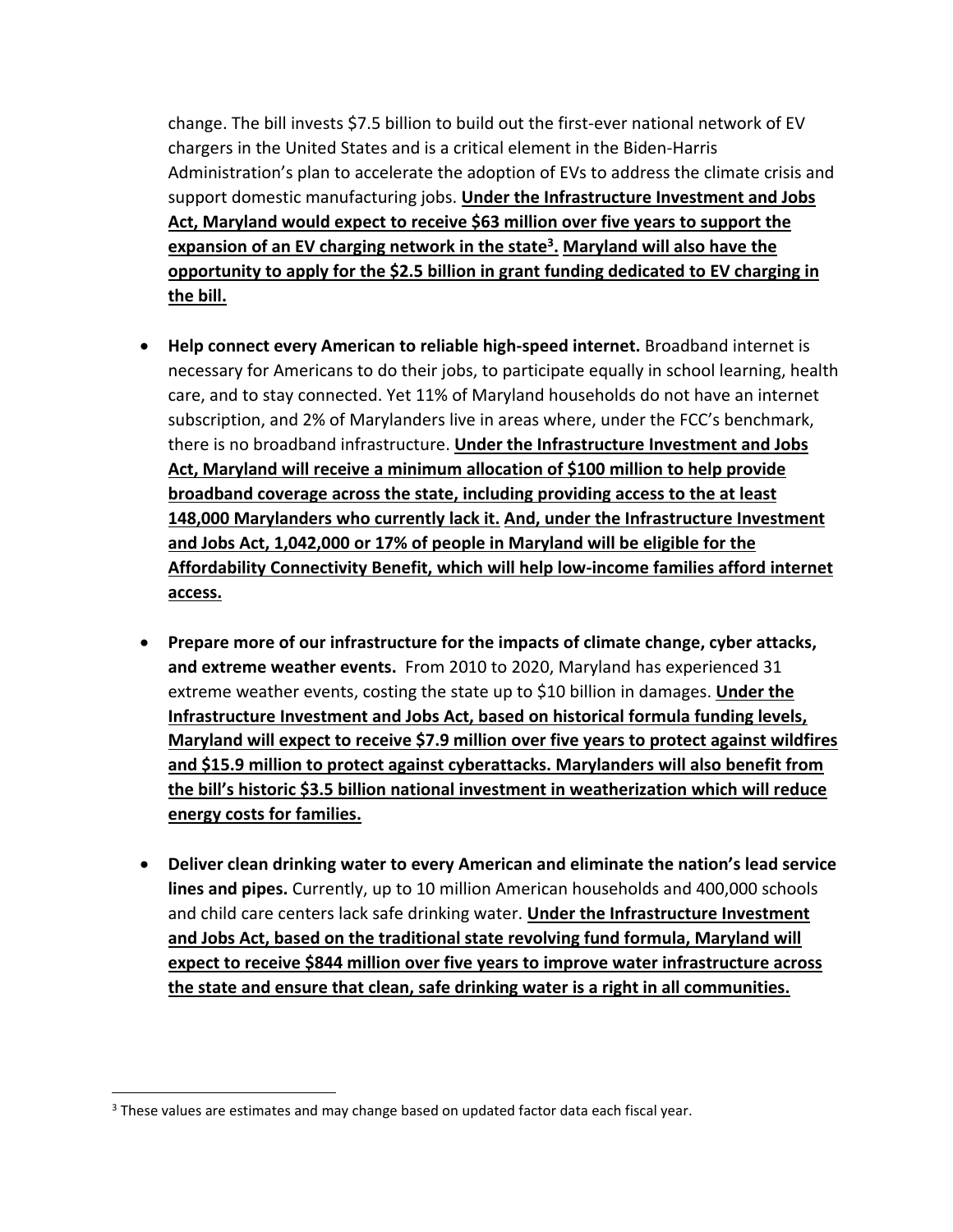change. The bill invests $7.5 billion to build out the first-ever national network of EV chargers in the United States and is a critical element in the Biden-Harris Administration's plan to accelerate the adoption of EVs to address the climate crisis and support domestic manufacturing jobs. **Under the Infrastructure Investment and Jobs Act, Maryland would expect to receive $63 million over five years to support the expansion of an EV charging network in the state[3]. Maryland will also have the opportunity to apply for the $2.5 billion in grant funding dedicated to EV charging in the bill.**

- **Help connect every American to reliable high-speed internet.** Broadband internet is necessary for Americans to do their jobs, to participate equally in school learning, health care, and to stay connected. Yet 11% of Maryland households do not have an internet subscription, and 2% of Marylanders live in areas where, under the FCC's benchmark, there is no broadband infrastructure. **Under the Infrastructure Investment and Jobs Act, Maryland will receive a minimum allocation of $100 million to help provide broadband coverage across the state, including providing access to the at least 148,000 Marylanders who currently lack it. And, under the Infrastructure Investment and Jobs Act, 1,042,000 or 17% of people in Maryland will be eligible for the Affordability Connectivity Benefit, which will help low-income families afford internet access.**

- **Prepare more of our infrastructure for the impacts of climate change, cyber attacks, and extreme weather events.** From 2010 to 2020, Maryland has experienced 31 extreme weather events, costing the state up to $10 billion in damages. **Under the Infrastructure Investment and Jobs Act, based on historical formula funding levels, Maryland will expect to receive $7.9 million over five years to protect against wildfires and $15.9 million to protect against cyberattacks. Marylanders will also benefit from the bill's historic $3.5 billion national investment in weatherization which will reduce energy costs for families.**

- **Deliver clean drinking water to every American and eliminate the nation's lead service lines and pipes.** Currently, up to 10 million American households and 400,000 schools and child care centers lack safe drinking water. **Under the Infrastructure Investment and Jobs Act, based on the traditional state revolving fund formula, Maryland will expect to receive $844 million over five years to improve water infrastructure across the state and ensure that clean, safe drinking water is a right in all communities.**

[3] These values are estimates and may change based on updated factor data each fiscal year.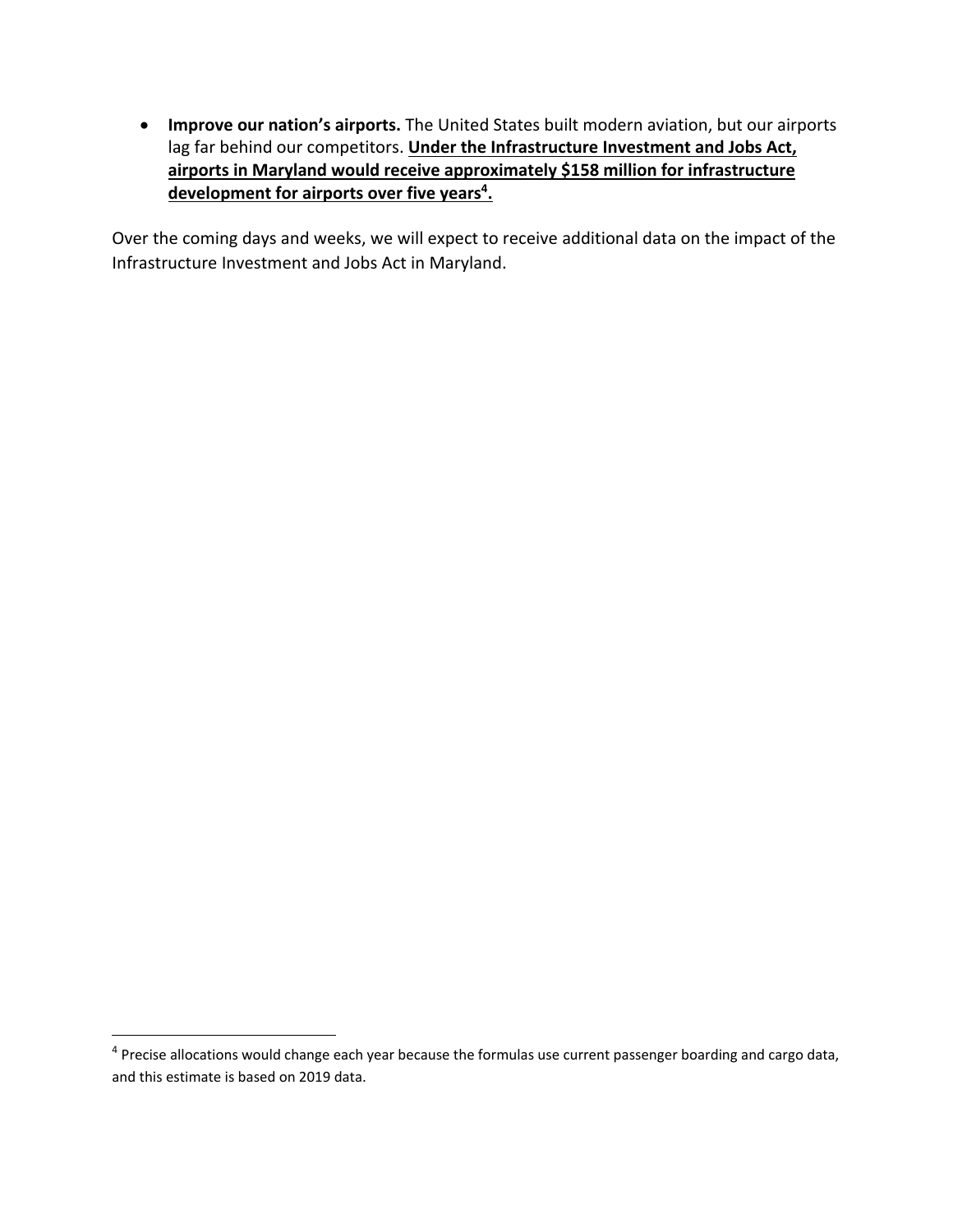- **Improve our nation's airports.** The United States built modern aviation, but our airports lag far behind our competitors. **<u>Under the Infrastructure Investment and Jobs Act, airports in Maryland would receive approximately $158 million for infrastructure development for airports over five years[4].</u>**

Over the coming days and weeks, we will expect to receive additional data on the impact of the Infrastructure Investment and Jobs Act in Maryland.

[4] Precise allocations would change each year because the formulas use current passenger boarding and cargo data, and this estimate is based on 2019 data.